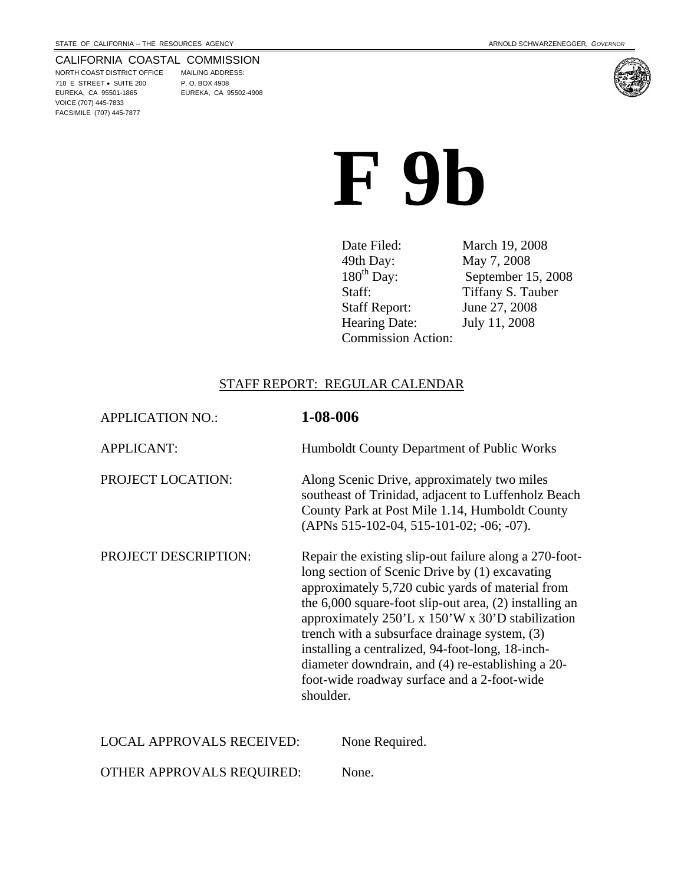STATE OF CALIFORNIA -- THE RESOURCES AGENCY

ARNOLD SCHWARZENEGGER, *GOVERNOR*

CALIFORNIA COASTAL COMMISSION
NORTH COAST DISTRICT OFFICE
710 E STREET • SUITE 200
EUREKA, CA 95501-1865
VOICE (707) 445-7833
FACSIMILE (707) 445-7877

MAILING ADDRESS:
P. O. BOX 4908
EUREKA, CA 95502-4908

# F 9b

| | |
|---|---|
| Date Filed: | March 19, 2008 |
| 49th Day: | May 7, 2008 |
| 180th Day: | September 15, 2008 |
| Staff: | Tiffany S. Tauber |
| Staff Report: | June 27, 2008 |
| Hearing Date: | July 11, 2008 |
| Commission Action: | |

## STAFF REPORT: REGULAR CALENDAR

| | |
|---|---|
| APPLICATION NO.: | **1-08-006** |
| APPLICANT: | Humboldt County Department of Public Works |
| PROJECT LOCATION: | Along Scenic Drive, approximately two miles southeast of Trinidad, adjacent to Luffenholz Beach County Park at Post Mile 1.14, Humboldt County (APNs 515-102-04, 515-101-02; -06; -07). |
| PROJECT DESCRIPTION: | Repair the existing slip-out failure along a 270-foot-long section of Scenic Drive by (1) excavating approximately 5,720 cubic yards of material from the 6,000 square-foot slip-out area, (2) installing an approximately 250'L x 150'W x 30'D stabilization trench with a subsurface drainage system, (3) installing a centralized, 94-foot-long, 18-inch-diameter downdrain, and (4) re-establishing a 20-foot-wide roadway surface and a 2-foot-wide shoulder. |
| LOCAL APPROVALS RECEIVED: | None Required. |
| OTHER APPROVALS REQUIRED: | None. |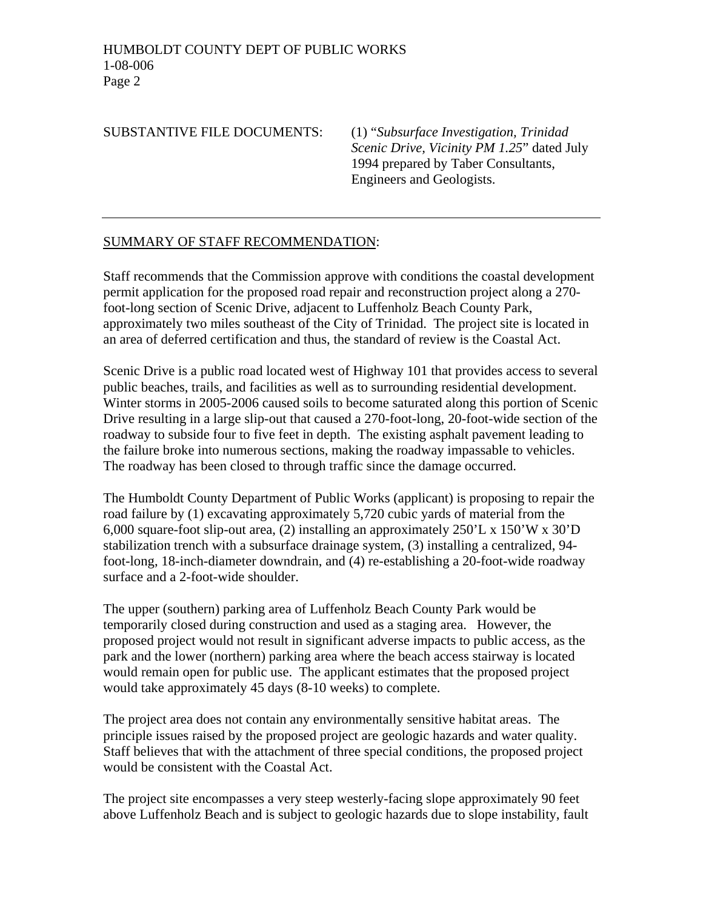SUBSTANTIVE FILE DOCUMENTS: (1) "*Subsurface Investigation, Trinidad Scenic Drive, Vicinity PM 1.25*" dated July 1994 prepared by Taber Consultants, Engineers and Geologists.

---

## SUMMARY OF STAFF RECOMMENDATION:

Staff recommends that the Commission approve with conditions the coastal development permit application for the proposed road repair and reconstruction project along a 270-foot-long section of Scenic Drive, adjacent to Luffenholz Beach County Park, approximately two miles southeast of the City of Trinidad. The project site is located in an area of deferred certification and thus, the standard of review is the Coastal Act.

Scenic Drive is a public road located west of Highway 101 that provides access to several public beaches, trails, and facilities as well as to surrounding residential development. Winter storms in 2005-2006 caused soils to become saturated along this portion of Scenic Drive resulting in a large slip-out that caused a 270-foot-long, 20-foot-wide section of the roadway to subside four to five feet in depth. The existing asphalt pavement leading to the failure broke into numerous sections, making the roadway impassable to vehicles. The roadway has been closed to through traffic since the damage occurred.

The Humboldt County Department of Public Works (applicant) is proposing to repair the road failure by (1) excavating approximately 5,720 cubic yards of material from the 6,000 square-foot slip-out area, (2) installing an approximately 250'L x 150'W x 30'D stabilization trench with a subsurface drainage system, (3) installing a centralized, 94-foot-long, 18-inch-diameter downdrain, and (4) re-establishing a 20-foot-wide roadway surface and a 2-foot-wide shoulder.

The upper (southern) parking area of Luffenholz Beach County Park would be temporarily closed during construction and used as a staging area. However, the proposed project would not result in significant adverse impacts to public access, as the park and the lower (northern) parking area where the beach access stairway is located would remain open for public use. The applicant estimates that the proposed project would take approximately 45 days (8-10 weeks) to complete.

The project area does not contain any environmentally sensitive habitat areas. The principle issues raised by the proposed project are geologic hazards and water quality. Staff believes that with the attachment of three special conditions, the proposed project would be consistent with the Coastal Act.

The project site encompasses a very steep westerly-facing slope approximately 90 feet above Luffenholz Beach and is subject to geologic hazards due to slope instability, fault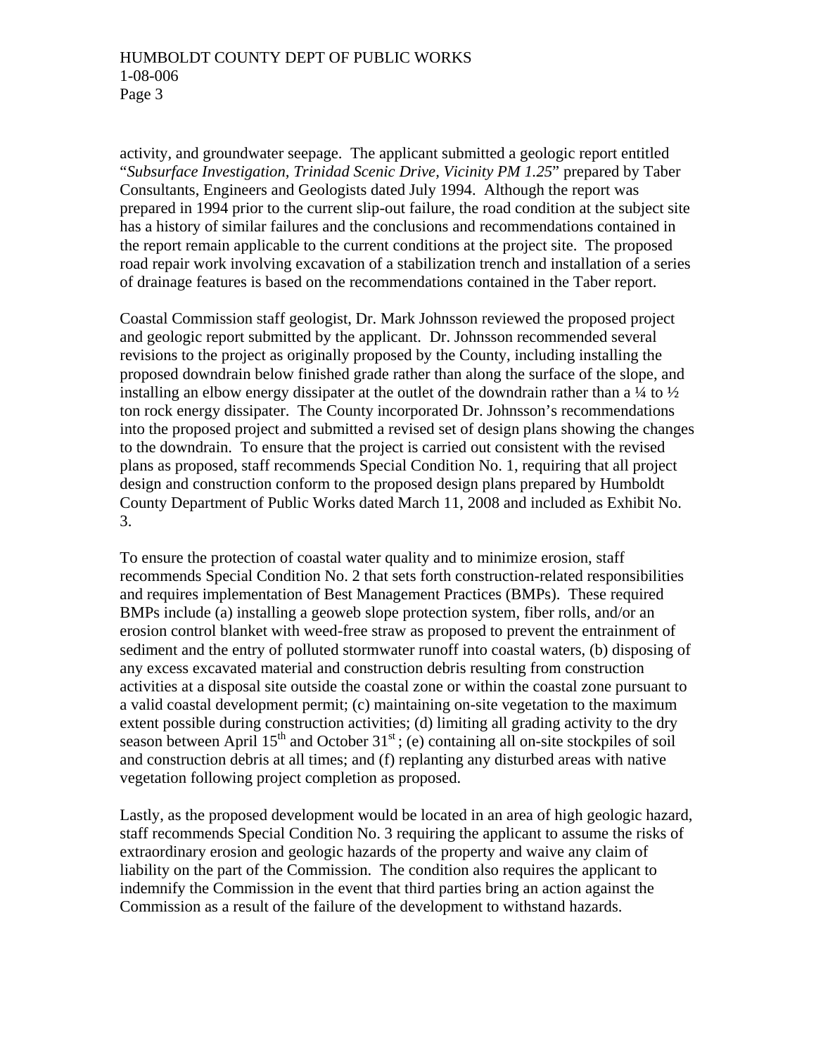activity, and groundwater seepage. The applicant submitted a geologic report entitled "*Subsurface Investigation, Trinidad Scenic Drive, Vicinity PM 1.25*" prepared by Taber Consultants, Engineers and Geologists dated July 1994. Although the report was prepared in 1994 prior to the current slip-out failure, the road condition at the subject site has a history of similar failures and the conclusions and recommendations contained in the report remain applicable to the current conditions at the project site. The proposed road repair work involving excavation of a stabilization trench and installation of a series of drainage features is based on the recommendations contained in the Taber report.

Coastal Commission staff geologist, Dr. Mark Johnsson reviewed the proposed project and geologic report submitted by the applicant. Dr. Johnsson recommended several revisions to the project as originally proposed by the County, including installing the proposed downdrain below finished grade rather than along the surface of the slope, and installing an elbow energy dissipater at the outlet of the downdrain rather than a ¼ to ½ ton rock energy dissipater. The County incorporated Dr. Johnsson's recommendations into the proposed project and submitted a revised set of design plans showing the changes to the downdrain. To ensure that the project is carried out consistent with the revised plans as proposed, staff recommends Special Condition No. 1, requiring that all project design and construction conform to the proposed design plans prepared by Humboldt County Department of Public Works dated March 11, 2008 and included as Exhibit No. 3.

To ensure the protection of coastal water quality and to minimize erosion, staff recommends Special Condition No. 2 that sets forth construction-related responsibilities and requires implementation of Best Management Practices (BMPs). These required BMPs include (a) installing a geoweb slope protection system, fiber rolls, and/or an erosion control blanket with weed-free straw as proposed to prevent the entrainment of sediment and the entry of polluted stormwater runoff into coastal waters, (b) disposing of any excess excavated material and construction debris resulting from construction activities at a disposal site outside the coastal zone or within the coastal zone pursuant to a valid coastal development permit; (c) maintaining on-site vegetation to the maximum extent possible during construction activities; (d) limiting all grading activity to the dry season between April 15th and October 31st; (e) containing all on-site stockpiles of soil and construction debris at all times; and (f) replanting any disturbed areas with native vegetation following project completion as proposed.

Lastly, as the proposed development would be located in an area of high geologic hazard, staff recommends Special Condition No. 3 requiring the applicant to assume the risks of extraordinary erosion and geologic hazards of the property and waive any claim of liability on the part of the Commission. The condition also requires the applicant to indemnify the Commission in the event that third parties bring an action against the Commission as a result of the failure of the development to withstand hazards.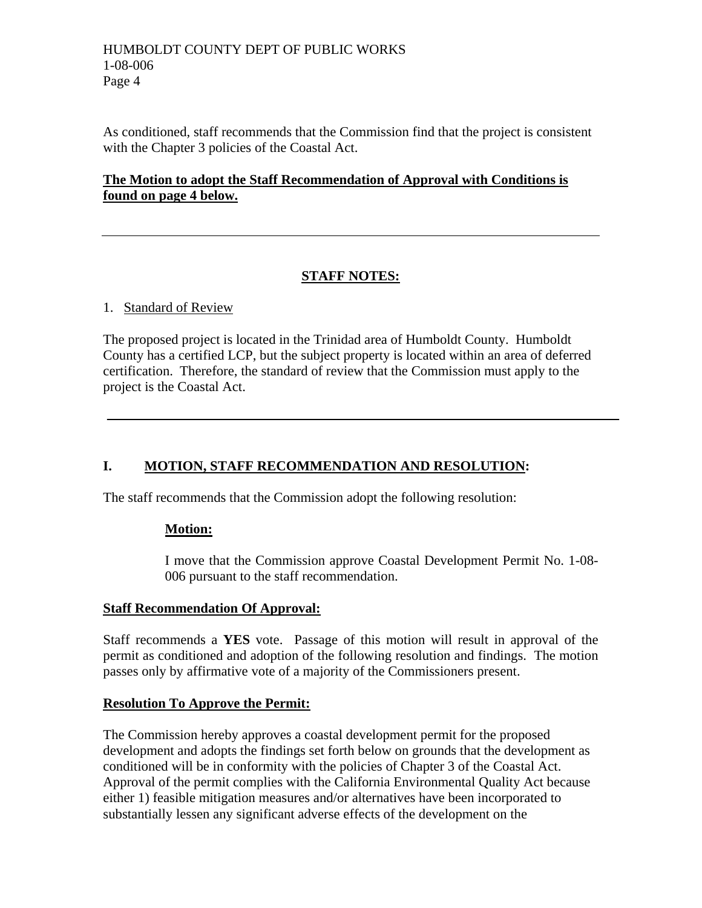As conditioned, staff recommends that the Commission find that the project is consistent with the Chapter 3 policies of the Coastal Act.

**The Motion to adopt the Staff Recommendation of Approval with Conditions is found on page 4 below.**

---

## STAFF NOTES:

1. Standard of Review

The proposed project is located in the Trinidad area of Humboldt County. Humboldt County has a certified LCP, but the subject property is located within an area of deferred certification. Therefore, the standard of review that the Commission must apply to the project is the Coastal Act.

---

## I. MOTION, STAFF RECOMMENDATION AND RESOLUTION:

The staff recommends that the Commission adopt the following resolution:

**Motion:**

I move that the Commission approve Coastal Development Permit No. 1-08-006 pursuant to the staff recommendation.

**Staff Recommendation Of Approval:**

Staff recommends a **YES** vote. Passage of this motion will result in approval of the permit as conditioned and adoption of the following resolution and findings. The motion passes only by affirmative vote of a majority of the Commissioners present.

**Resolution To Approve the Permit:**

The Commission hereby approves a coastal development permit for the proposed development and adopts the findings set forth below on grounds that the development as conditioned will be in conformity with the policies of Chapter 3 of the Coastal Act. Approval of the permit complies with the California Environmental Quality Act because either 1) feasible mitigation measures and/or alternatives have been incorporated to substantially lessen any significant adverse effects of the development on the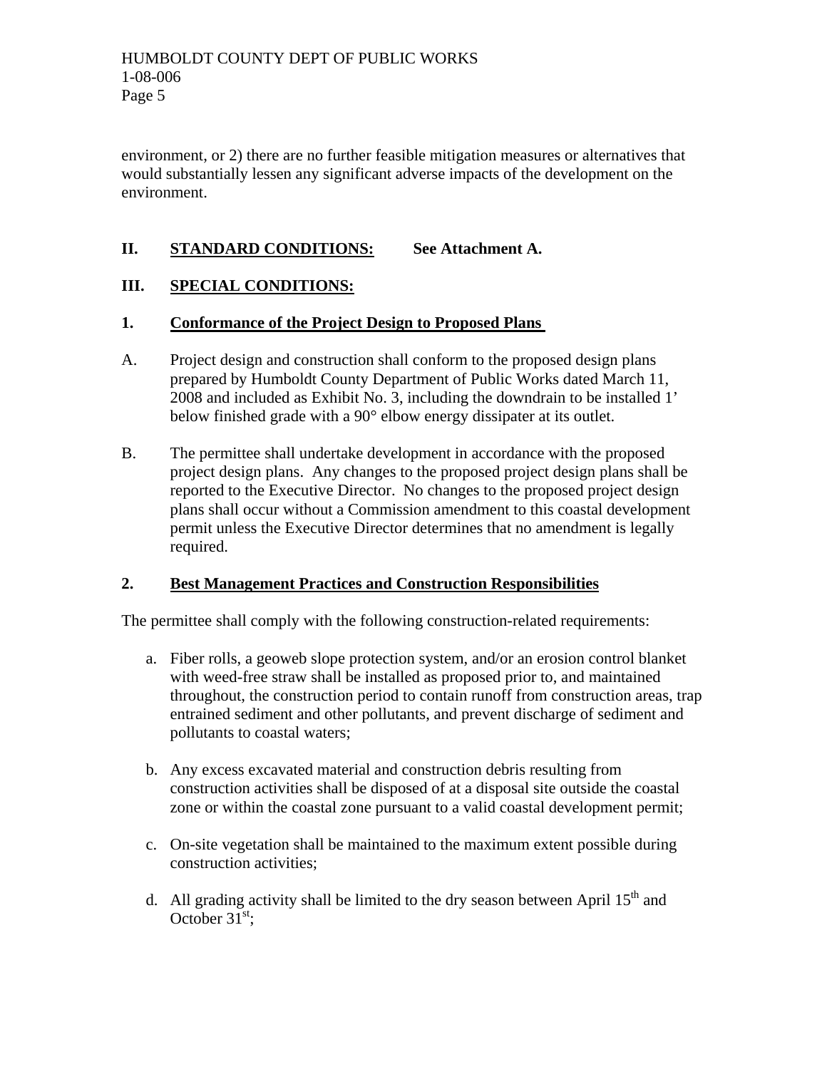environment, or 2) there are no further feasible mitigation measures or alternatives that would substantially lessen any significant adverse impacts of the development on the environment.

## II. STANDARD CONDITIONS: See Attachment A.

## III. SPECIAL CONDITIONS:

### 1. Conformance of the Project Design to Proposed Plans

A. Project design and construction shall conform to the proposed design plans prepared by Humboldt County Department of Public Works dated March 11, 2008 and included as Exhibit No. 3, including the downdrain to be installed 1' below finished grade with a 90° elbow energy dissipater at its outlet.

B. The permittee shall undertake development in accordance with the proposed project design plans. Any changes to the proposed project design plans shall be reported to the Executive Director. No changes to the proposed project design plans shall occur without a Commission amendment to this coastal development permit unless the Executive Director determines that no amendment is legally required.

### 2. Best Management Practices and Construction Responsibilities

The permittee shall comply with the following construction-related requirements:

a. Fiber rolls, a geoweb slope protection system, and/or an erosion control blanket with weed-free straw shall be installed as proposed prior to, and maintained throughout, the construction period to contain runoff from construction areas, trap entrained sediment and other pollutants, and prevent discharge of sediment and pollutants to coastal waters;

b. Any excess excavated material and construction debris resulting from construction activities shall be disposed of at a disposal site outside the coastal zone or within the coastal zone pursuant to a valid coastal development permit;

c. On-site vegetation shall be maintained to the maximum extent possible during construction activities;

d. All grading activity shall be limited to the dry season between April 15th and October 31st;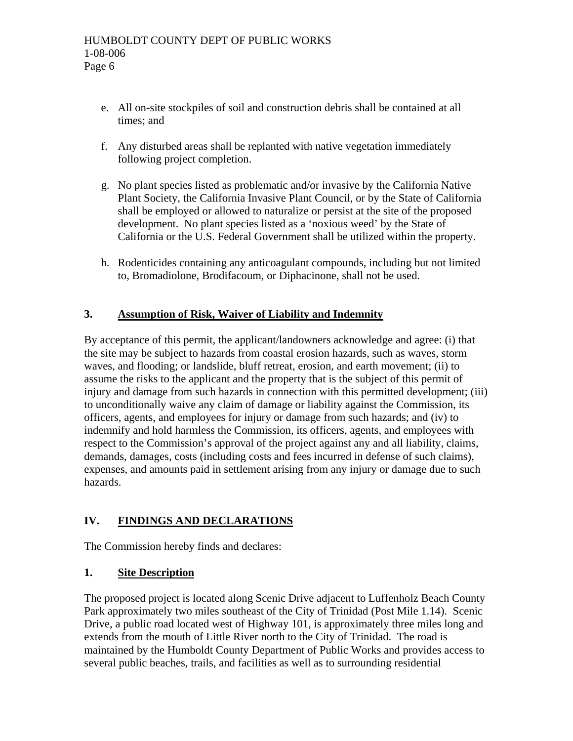e. All on-site stockpiles of soil and construction debris shall be contained at all times; and

f. Any disturbed areas shall be replanted with native vegetation immediately following project completion.

g. No plant species listed as problematic and/or invasive by the California Native Plant Society, the California Invasive Plant Council, or by the State of California shall be employed or allowed to naturalize or persist at the site of the proposed development. No plant species listed as a 'noxious weed' by the State of California or the U.S. Federal Government shall be utilized within the property.

h. Rodenticides containing any anticoagulant compounds, including but not limited to, Bromadiolone, Brodifacoum, or Diphacinone, shall not be used.

### 3. Assumption of Risk, Waiver of Liability and Indemnity

By acceptance of this permit, the applicant/landowners acknowledge and agree: (i) that the site may be subject to hazards from coastal erosion hazards, such as waves, storm waves, and flooding; or landslide, bluff retreat, erosion, and earth movement; (ii) to assume the risks to the applicant and the property that is the subject of this permit of injury and damage from such hazards in connection with this permitted development; (iii) to unconditionally waive any claim of damage or liability against the Commission, its officers, agents, and employees for injury or damage from such hazards; and (iv) to indemnify and hold harmless the Commission, its officers, agents, and employees with respect to the Commission's approval of the project against any and all liability, claims, demands, damages, costs (including costs and fees incurred in defense of such claims), expenses, and amounts paid in settlement arising from any injury or damage due to such hazards.

## IV. FINDINGS AND DECLARATIONS

The Commission hereby finds and declares:

### 1. Site Description

The proposed project is located along Scenic Drive adjacent to Luffenholz Beach County Park approximately two miles southeast of the City of Trinidad (Post Mile 1.14). Scenic Drive, a public road located west of Highway 101, is approximately three miles long and extends from the mouth of Little River north to the City of Trinidad. The road is maintained by the Humboldt County Department of Public Works and provides access to several public beaches, trails, and facilities as well as to surrounding residential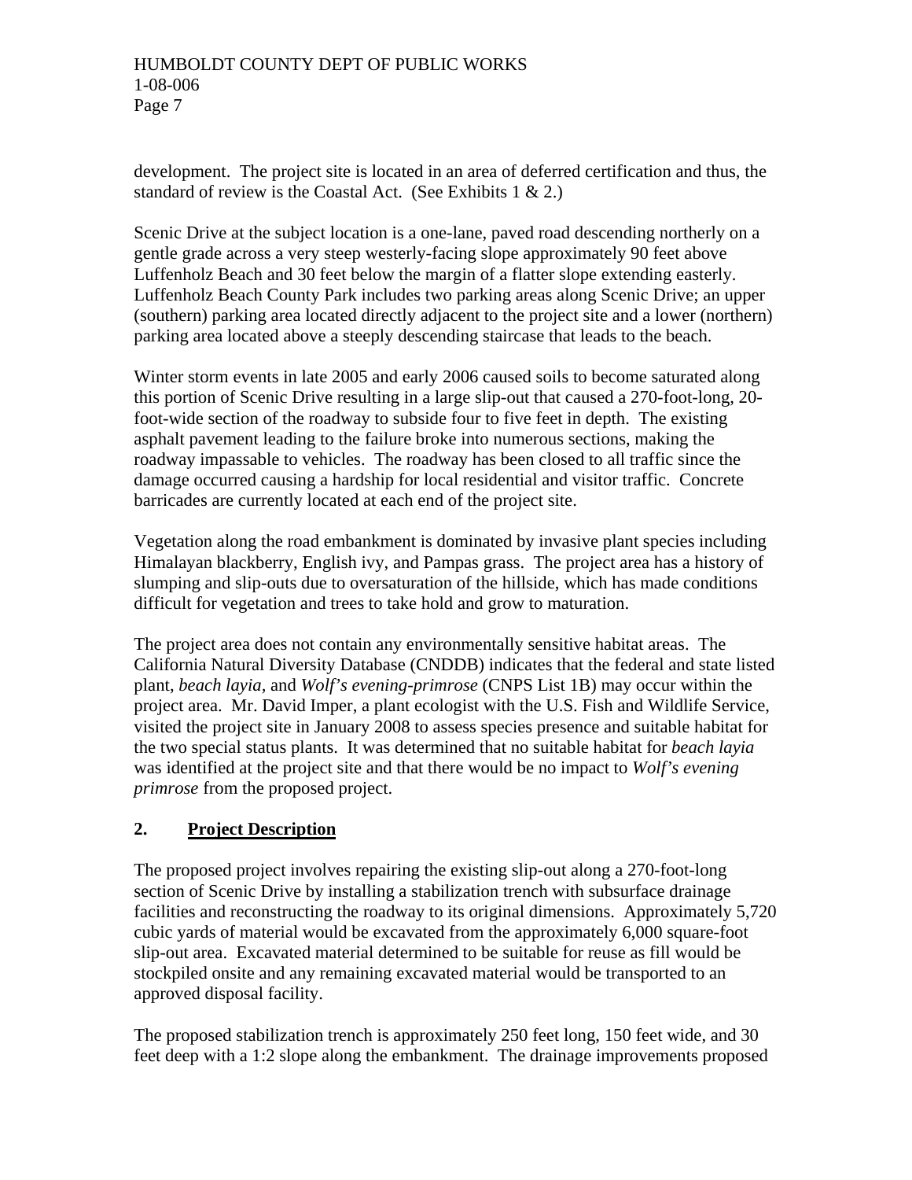development. The project site is located in an area of deferred certification and thus, the standard of review is the Coastal Act. (See Exhibits 1 & 2.)

Scenic Drive at the subject location is a one-lane, paved road descending northerly on a gentle grade across a very steep westerly-facing slope approximately 90 feet above Luffenholz Beach and 30 feet below the margin of a flatter slope extending easterly. Luffenholz Beach County Park includes two parking areas along Scenic Drive; an upper (southern) parking area located directly adjacent to the project site and a lower (northern) parking area located above a steeply descending staircase that leads to the beach.

Winter storm events in late 2005 and early 2006 caused soils to become saturated along this portion of Scenic Drive resulting in a large slip-out that caused a 270-foot-long, 20-foot-wide section of the roadway to subside four to five feet in depth. The existing asphalt pavement leading to the failure broke into numerous sections, making the roadway impassable to vehicles. The roadway has been closed to all traffic since the damage occurred causing a hardship for local residential and visitor traffic. Concrete barricades are currently located at each end of the project site.

Vegetation along the road embankment is dominated by invasive plant species including Himalayan blackberry, English ivy, and Pampas grass. The project area has a history of slumping and slip-outs due to oversaturation of the hillside, which has made conditions difficult for vegetation and trees to take hold and grow to maturation.

The project area does not contain any environmentally sensitive habitat areas. The California Natural Diversity Database (CNDDB) indicates that the federal and state listed plant, *beach layia*, and *Wolf's evening-primrose* (CNPS List 1B) may occur within the project area. Mr. David Imper, a plant ecologist with the U.S. Fish and Wildlife Service, visited the project site in January 2008 to assess species presence and suitable habitat for the two special status plants. It was determined that no suitable habitat for *beach layia* was identified at the project site and that there would be no impact to *Wolf's evening primrose* from the proposed project.

## 2. Project Description

The proposed project involves repairing the existing slip-out along a 270-foot-long section of Scenic Drive by installing a stabilization trench with subsurface drainage facilities and reconstructing the roadway to its original dimensions. Approximately 5,720 cubic yards of material would be excavated from the approximately 6,000 square-foot slip-out area. Excavated material determined to be suitable for reuse as fill would be stockpiled onsite and any remaining excavated material would be transported to an approved disposal facility.

The proposed stabilization trench is approximately 250 feet long, 150 feet wide, and 30 feet deep with a 1:2 slope along the embankment. The drainage improvements proposed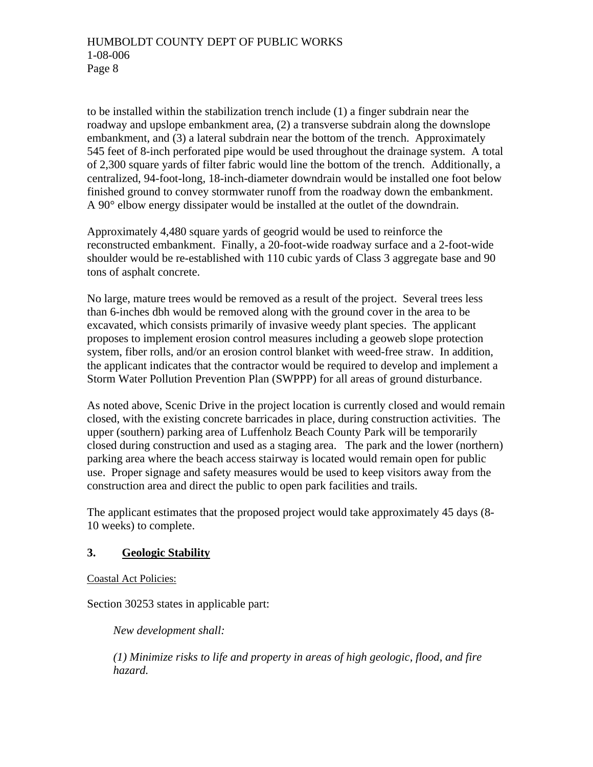to be installed within the stabilization trench include (1) a finger subdrain near the roadway and upslope embankment area, (2) a transverse subdrain along the downslope embankment, and (3) a lateral subdrain near the bottom of the trench. Approximately 545 feet of 8-inch perforated pipe would be used throughout the drainage system. A total of 2,300 square yards of filter fabric would line the bottom of the trench. Additionally, a centralized, 94-foot-long, 18-inch-diameter downdrain would be installed one foot below finished ground to convey stormwater runoff from the roadway down the embankment. A 90° elbow energy dissipater would be installed at the outlet of the downdrain.

Approximately 4,480 square yards of geogrid would be used to reinforce the reconstructed embankment. Finally, a 20-foot-wide roadway surface and a 2-foot-wide shoulder would be re-established with 110 cubic yards of Class 3 aggregate base and 90 tons of asphalt concrete.

No large, mature trees would be removed as a result of the project. Several trees less than 6-inches dbh would be removed along with the ground cover in the area to be excavated, which consists primarily of invasive weedy plant species. The applicant proposes to implement erosion control measures including a geoweb slope protection system, fiber rolls, and/or an erosion control blanket with weed-free straw. In addition, the applicant indicates that the contractor would be required to develop and implement a Storm Water Pollution Prevention Plan (SWPPP) for all areas of ground disturbance.

As noted above, Scenic Drive in the project location is currently closed and would remain closed, with the existing concrete barricades in place, during construction activities. The upper (southern) parking area of Luffenholz Beach County Park will be temporarily closed during construction and used as a staging area. The park and the lower (northern) parking area where the beach access stairway is located would remain open for public use. Proper signage and safety measures would be used to keep visitors away from the construction area and direct the public to open park facilities and trails.

The applicant estimates that the proposed project would take approximately 45 days (8-10 weeks) to complete.

## 3. Geologic Stability

Coastal Act Policies:

Section 30253 states in applicable part:

> *New development shall:*
>
> *(1) Minimize risks to life and property in areas of high geologic, flood, and fire hazard.*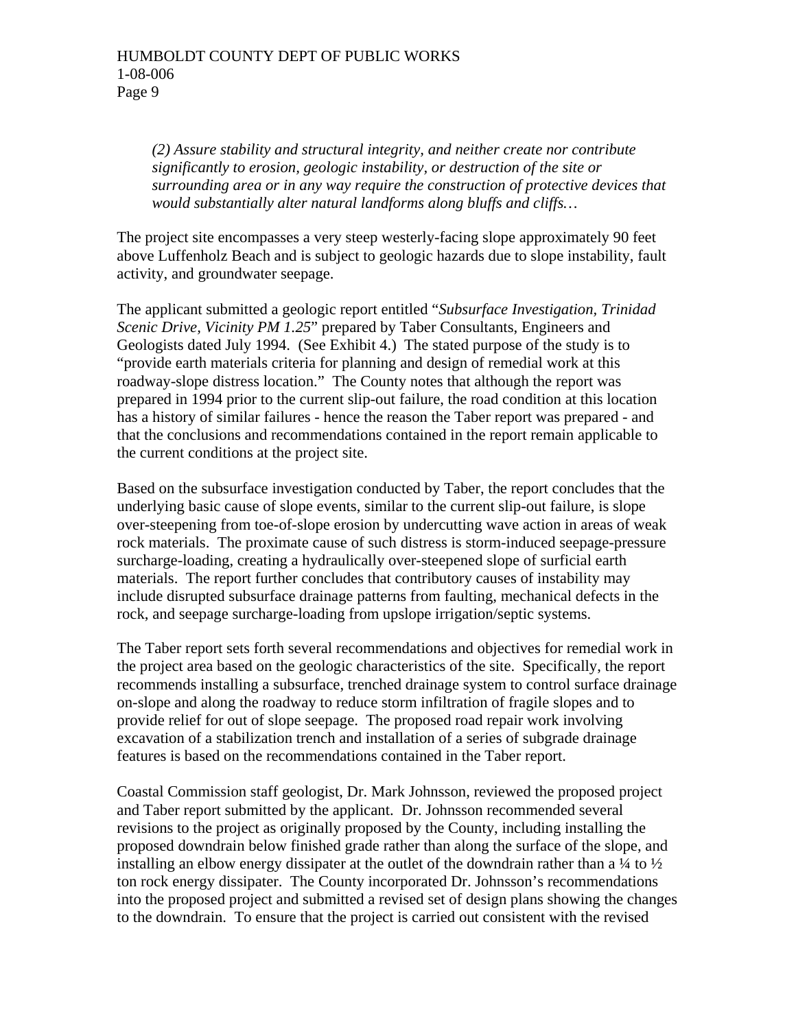*(2) Assure stability and structural integrity, and neither create nor contribute significantly to erosion, geologic instability, or destruction of the site or surrounding area or in any way require the construction of protective devices that would substantially alter natural landforms along bluffs and cliffs…*

The project site encompasses a very steep westerly-facing slope approximately 90 feet above Luffenholz Beach and is subject to geologic hazards due to slope instability, fault activity, and groundwater seepage.

The applicant submitted a geologic report entitled "*Subsurface Investigation, Trinidad Scenic Drive, Vicinity PM 1.25*" prepared by Taber Consultants, Engineers and Geologists dated July 1994. (See Exhibit 4.) The stated purpose of the study is to "provide earth materials criteria for planning and design of remedial work at this roadway-slope distress location." The County notes that although the report was prepared in 1994 prior to the current slip-out failure, the road condition at this location has a history of similar failures - hence the reason the Taber report was prepared - and that the conclusions and recommendations contained in the report remain applicable to the current conditions at the project site.

Based on the subsurface investigation conducted by Taber, the report concludes that the underlying basic cause of slope events, similar to the current slip-out failure, is slope over-steepening from toe-of-slope erosion by undercutting wave action in areas of weak rock materials. The proximate cause of such distress is storm-induced seepage-pressure surcharge-loading, creating a hydraulically over-steepened slope of surficial earth materials. The report further concludes that contributory causes of instability may include disrupted subsurface drainage patterns from faulting, mechanical defects in the rock, and seepage surcharge-loading from upslope irrigation/septic systems.

The Taber report sets forth several recommendations and objectives for remedial work in the project area based on the geologic characteristics of the site. Specifically, the report recommends installing a subsurface, trenched drainage system to control surface drainage on-slope and along the roadway to reduce storm infiltration of fragile slopes and to provide relief for out of slope seepage. The proposed road repair work involving excavation of a stabilization trench and installation of a series of subgrade drainage features is based on the recommendations contained in the Taber report.

Coastal Commission staff geologist, Dr. Mark Johnsson, reviewed the proposed project and Taber report submitted by the applicant. Dr. Johnsson recommended several revisions to the project as originally proposed by the County, including installing the proposed downdrain below finished grade rather than along the surface of the slope, and installing an elbow energy dissipater at the outlet of the downdrain rather than a ¼ to ½ ton rock energy dissipater. The County incorporated Dr. Johnsson's recommendations into the proposed project and submitted a revised set of design plans showing the changes to the downdrain. To ensure that the project is carried out consistent with the revised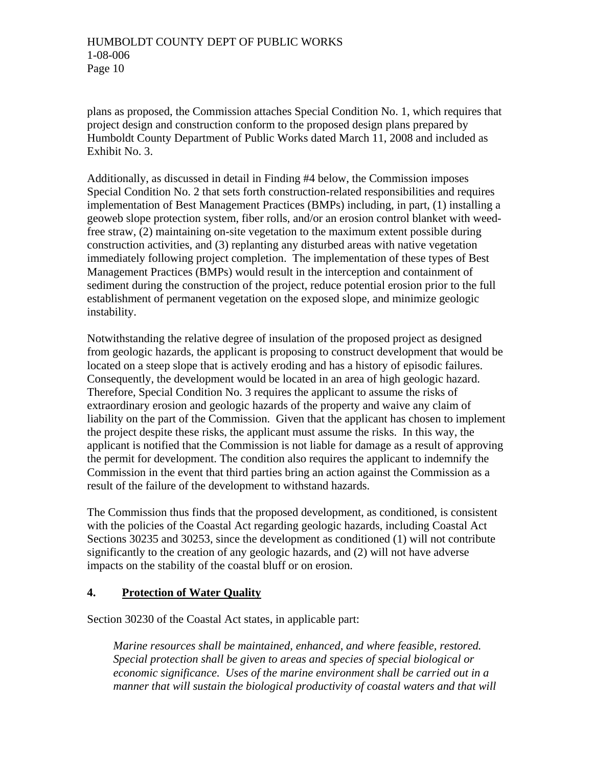plans as proposed, the Commission attaches Special Condition No. 1, which requires that project design and construction conform to the proposed design plans prepared by Humboldt County Department of Public Works dated March 11, 2008 and included as Exhibit No. 3.

Additionally, as discussed in detail in Finding #4 below, the Commission imposes Special Condition No. 2 that sets forth construction-related responsibilities and requires implementation of Best Management Practices (BMPs) including, in part, (1) installing a geoweb slope protection system, fiber rolls, and/or an erosion control blanket with weed-free straw, (2) maintaining on-site vegetation to the maximum extent possible during construction activities, and (3) replanting any disturbed areas with native vegetation immediately following project completion. The implementation of these types of Best Management Practices (BMPs) would result in the interception and containment of sediment during the construction of the project, reduce potential erosion prior to the full establishment of permanent vegetation on the exposed slope, and minimize geologic instability.

Notwithstanding the relative degree of insulation of the proposed project as designed from geologic hazards, the applicant is proposing to construct development that would be located on a steep slope that is actively eroding and has a history of episodic failures. Consequently, the development would be located in an area of high geologic hazard. Therefore, Special Condition No. 3 requires the applicant to assume the risks of extraordinary erosion and geologic hazards of the property and waive any claim of liability on the part of the Commission. Given that the applicant has chosen to implement the project despite these risks, the applicant must assume the risks. In this way, the applicant is notified that the Commission is not liable for damage as a result of approving the permit for development. The condition also requires the applicant to indemnify the Commission in the event that third parties bring an action against the Commission as a result of the failure of the development to withstand hazards.

The Commission thus finds that the proposed development, as conditioned, is consistent with the policies of the Coastal Act regarding geologic hazards, including Coastal Act Sections 30235 and 30253, since the development as conditioned (1) will not contribute significantly to the creation of any geologic hazards, and (2) will not have adverse impacts on the stability of the coastal bluff or on erosion.

### 4. Protection of Water Quality

Section 30230 of the Coastal Act states, in applicable part:

> *Marine resources shall be maintained, enhanced, and where feasible, restored. Special protection shall be given to areas and species of special biological or economic significance. Uses of the marine environment shall be carried out in a manner that will sustain the biological productivity of coastal waters and that will*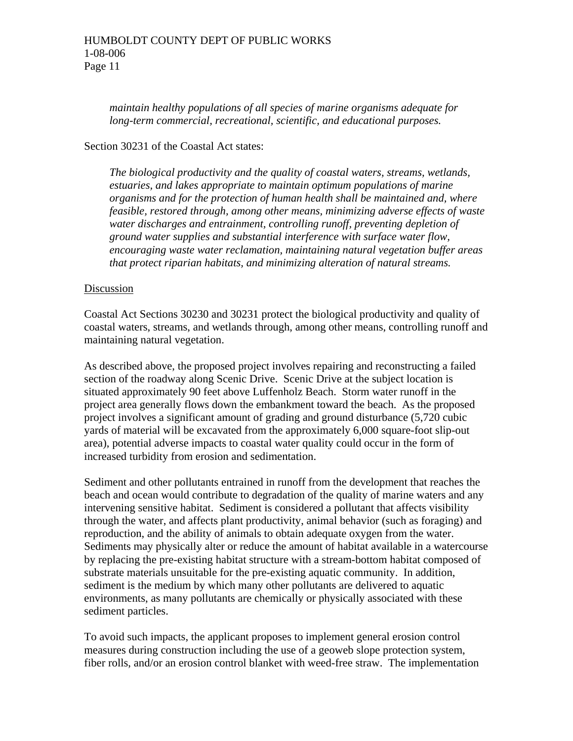*maintain healthy populations of all species of marine organisms adequate for long-term commercial, recreational, scientific, and educational purposes.*

Section 30231 of the Coastal Act states:

*The biological productivity and the quality of coastal waters, streams, wetlands, estuaries, and lakes appropriate to maintain optimum populations of marine organisms and for the protection of human health shall be maintained and, where feasible, restored through, among other means, minimizing adverse effects of waste water discharges and entrainment, controlling runoff, preventing depletion of ground water supplies and substantial interference with surface water flow, encouraging waste water reclamation, maintaining natural vegetation buffer areas that protect riparian habitats, and minimizing alteration of natural streams.*

<u>Discussion</u>

Coastal Act Sections 30230 and 30231 protect the biological productivity and quality of coastal waters, streams, and wetlands through, among other means, controlling runoff and maintaining natural vegetation.

As described above, the proposed project involves repairing and reconstructing a failed section of the roadway along Scenic Drive. Scenic Drive at the subject location is situated approximately 90 feet above Luffenholz Beach. Storm water runoff in the project area generally flows down the embankment toward the beach. As the proposed project involves a significant amount of grading and ground disturbance (5,720 cubic yards of material will be excavated from the approximately 6,000 square-foot slip-out area), potential adverse impacts to coastal water quality could occur in the form of increased turbidity from erosion and sedimentation.

Sediment and other pollutants entrained in runoff from the development that reaches the beach and ocean would contribute to degradation of the quality of marine waters and any intervening sensitive habitat. Sediment is considered a pollutant that affects visibility through the water, and affects plant productivity, animal behavior (such as foraging) and reproduction, and the ability of animals to obtain adequate oxygen from the water. Sediments may physically alter or reduce the amount of habitat available in a watercourse by replacing the pre-existing habitat structure with a stream-bottom habitat composed of substrate materials unsuitable for the pre-existing aquatic community. In addition, sediment is the medium by which many other pollutants are delivered to aquatic environments, as many pollutants are chemically or physically associated with these sediment particles.

To avoid such impacts, the applicant proposes to implement general erosion control measures during construction including the use of a geoweb slope protection system, fiber rolls, and/or an erosion control blanket with weed-free straw. The implementation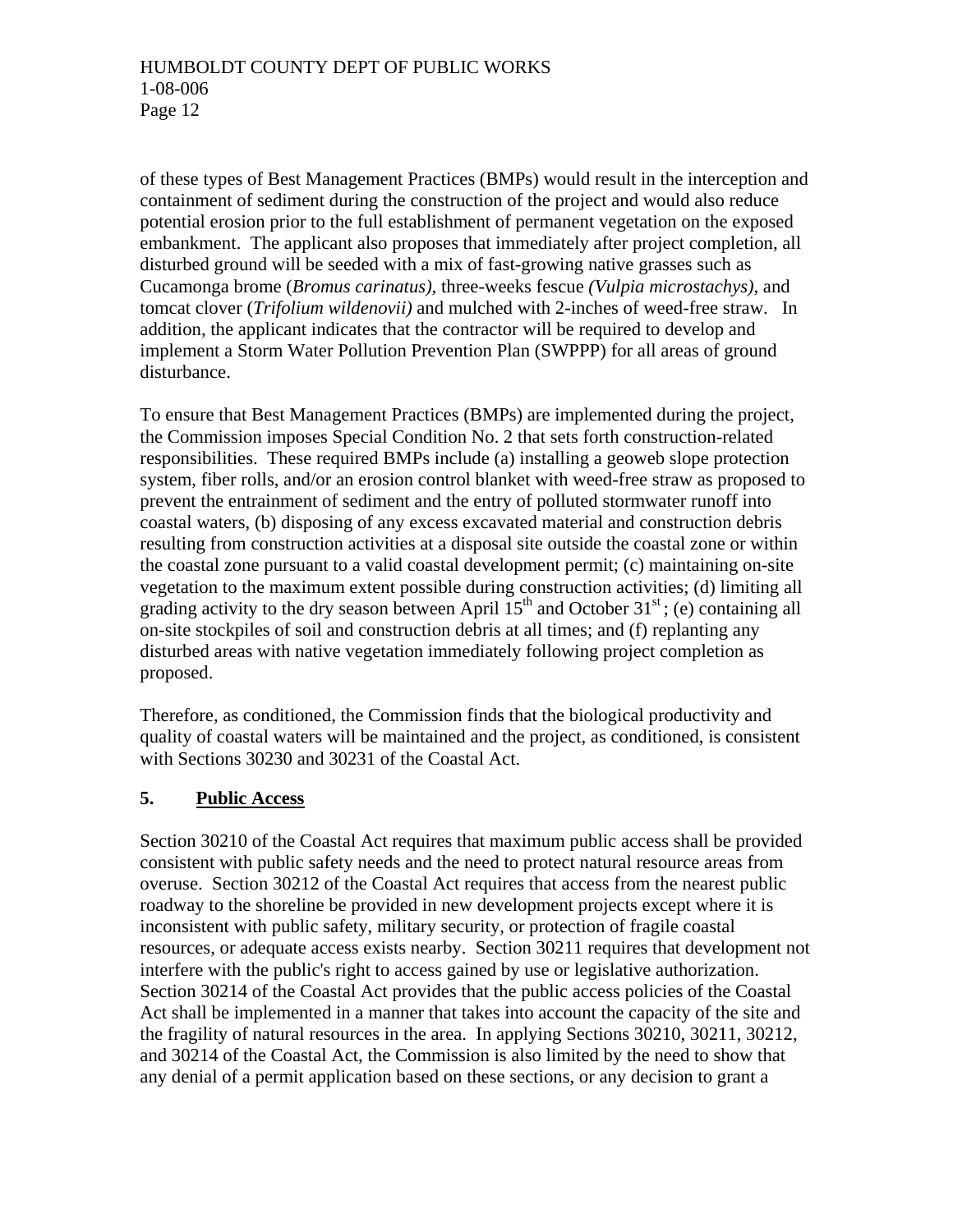of these types of Best Management Practices (BMPs) would result in the interception and containment of sediment during the construction of the project and would also reduce potential erosion prior to the full establishment of permanent vegetation on the exposed embankment. The applicant also proposes that immediately after project completion, all disturbed ground will be seeded with a mix of fast-growing native grasses such as Cucamonga brome (*Bromus carinatus)*, three-weeks fescue *(Vulpia microstachys)*, and tomcat clover (*Trifolium wildenovii)* and mulched with 2-inches of weed-free straw. In addition, the applicant indicates that the contractor will be required to develop and implement a Storm Water Pollution Prevention Plan (SWPPP) for all areas of ground disturbance.

To ensure that Best Management Practices (BMPs) are implemented during the project, the Commission imposes Special Condition No. 2 that sets forth construction-related responsibilities. These required BMPs include (a) installing a geoweb slope protection system, fiber rolls, and/or an erosion control blanket with weed-free straw as proposed to prevent the entrainment of sediment and the entry of polluted stormwater runoff into coastal waters, (b) disposing of any excess excavated material and construction debris resulting from construction activities at a disposal site outside the coastal zone or within the coastal zone pursuant to a valid coastal development permit; (c) maintaining on-site vegetation to the maximum extent possible during construction activities; (d) limiting all grading activity to the dry season between April 15th and October 31st; (e) containing all on-site stockpiles of soil and construction debris at all times; and (f) replanting any disturbed areas with native vegetation immediately following project completion as proposed.

Therefore, as conditioned, the Commission finds that the biological productivity and quality of coastal waters will be maintained and the project, as conditioned, is consistent with Sections 30230 and 30231 of the Coastal Act.

## 5. <u>Public Access</u>

Section 30210 of the Coastal Act requires that maximum public access shall be provided consistent with public safety needs and the need to protect natural resource areas from overuse. Section 30212 of the Coastal Act requires that access from the nearest public roadway to the shoreline be provided in new development projects except where it is inconsistent with public safety, military security, or protection of fragile coastal resources, or adequate access exists nearby. Section 30211 requires that development not interfere with the public's right to access gained by use or legislative authorization. Section 30214 of the Coastal Act provides that the public access policies of the Coastal Act shall be implemented in a manner that takes into account the capacity of the site and the fragility of natural resources in the area. In applying Sections 30210, 30211, 30212, and 30214 of the Coastal Act, the Commission is also limited by the need to show that any denial of a permit application based on these sections, or any decision to grant a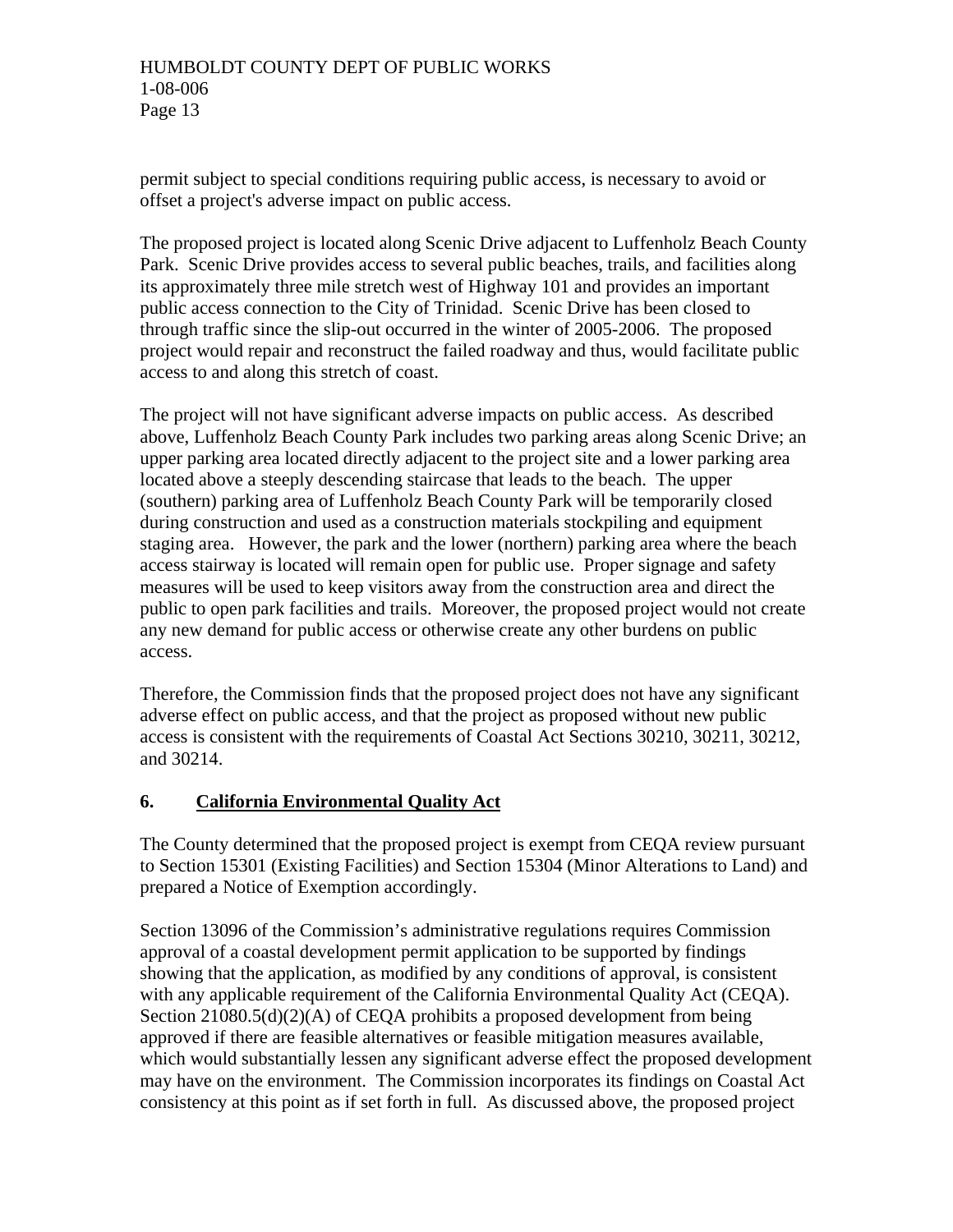permit subject to special conditions requiring public access, is necessary to avoid or offset a project's adverse impact on public access.

The proposed project is located along Scenic Drive adjacent to Luffenholz Beach County Park. Scenic Drive provides access to several public beaches, trails, and facilities along its approximately three mile stretch west of Highway 101 and provides an important public access connection to the City of Trinidad. Scenic Drive has been closed to through traffic since the slip-out occurred in the winter of 2005-2006. The proposed project would repair and reconstruct the failed roadway and thus, would facilitate public access to and along this stretch of coast.

The project will not have significant adverse impacts on public access. As described above, Luffenholz Beach County Park includes two parking areas along Scenic Drive; an upper parking area located directly adjacent to the project site and a lower parking area located above a steeply descending staircase that leads to the beach. The upper (southern) parking area of Luffenholz Beach County Park will be temporarily closed during construction and used as a construction materials stockpiling and equipment staging area. However, the park and the lower (northern) parking area where the beach access stairway is located will remain open for public use. Proper signage and safety measures will be used to keep visitors away from the construction area and direct the public to open park facilities and trails. Moreover, the proposed project would not create any new demand for public access or otherwise create any other burdens on public access.

Therefore, the Commission finds that the proposed project does not have any significant adverse effect on public access, and that the project as proposed without new public access is consistent with the requirements of Coastal Act Sections 30210, 30211, 30212, and 30214.

### 6. <u>California Environmental Quality Act</u>

The County determined that the proposed project is exempt from CEQA review pursuant to Section 15301 (Existing Facilities) and Section 15304 (Minor Alterations to Land) and prepared a Notice of Exemption accordingly.

Section 13096 of the Commission's administrative regulations requires Commission approval of a coastal development permit application to be supported by findings showing that the application, as modified by any conditions of approval, is consistent with any applicable requirement of the California Environmental Quality Act (CEQA). Section 21080.5(d)(2)(A) of CEQA prohibits a proposed development from being approved if there are feasible alternatives or feasible mitigation measures available, which would substantially lessen any significant adverse effect the proposed development may have on the environment. The Commission incorporates its findings on Coastal Act consistency at this point as if set forth in full. As discussed above, the proposed project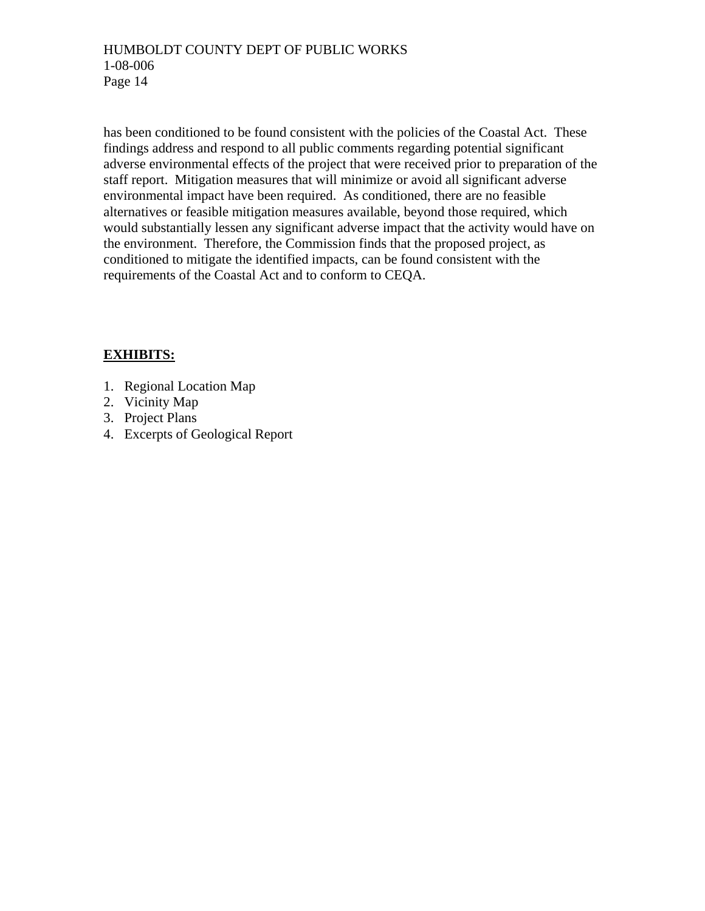has been conditioned to be found consistent with the policies of the Coastal Act. These findings address and respond to all public comments regarding potential significant adverse environmental effects of the project that were received prior to preparation of the staff report. Mitigation measures that will minimize or avoid all significant adverse environmental impact have been required. As conditioned, there are no feasible alternatives or feasible mitigation measures available, beyond those required, which would substantially lessen any significant adverse impact that the activity would have on the environment. Therefore, the Commission finds that the proposed project, as conditioned to mitigate the identified impacts, can be found consistent with the requirements of the Coastal Act and to conform to CEQA.

**EXHIBITS:**

1. Regional Location Map
2. Vicinity Map
3. Project Plans
4. Excerpts of Geological Report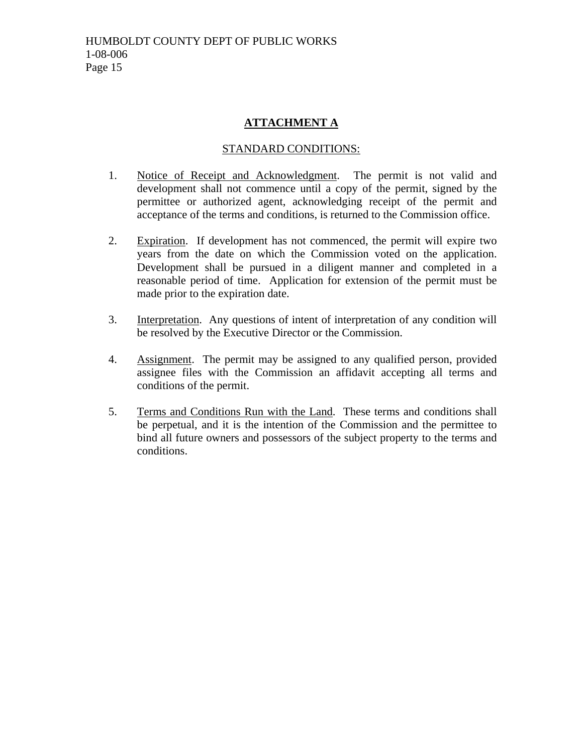# ATTACHMENT A

STANDARD CONDITIONS:

1. Notice of Receipt and Acknowledgment. The permit is not valid and development shall not commence until a copy of the permit, signed by the permittee or authorized agent, acknowledging receipt of the permit and acceptance of the terms and conditions, is returned to the Commission office.

2. Expiration. If development has not commenced, the permit will expire two years from the date on which the Commission voted on the application. Development shall be pursued in a diligent manner and completed in a reasonable period of time. Application for extension of the permit must be made prior to the expiration date.

3. Interpretation. Any questions of intent of interpretation of any condition will be resolved by the Executive Director or the Commission.

4. Assignment. The permit may be assigned to any qualified person, provided assignee files with the Commission an affidavit accepting all terms and conditions of the permit.

5. Terms and Conditions Run with the Land. These terms and conditions shall be perpetual, and it is the intention of the Commission and the permittee to bind all future owners and possessors of the subject property to the terms and conditions.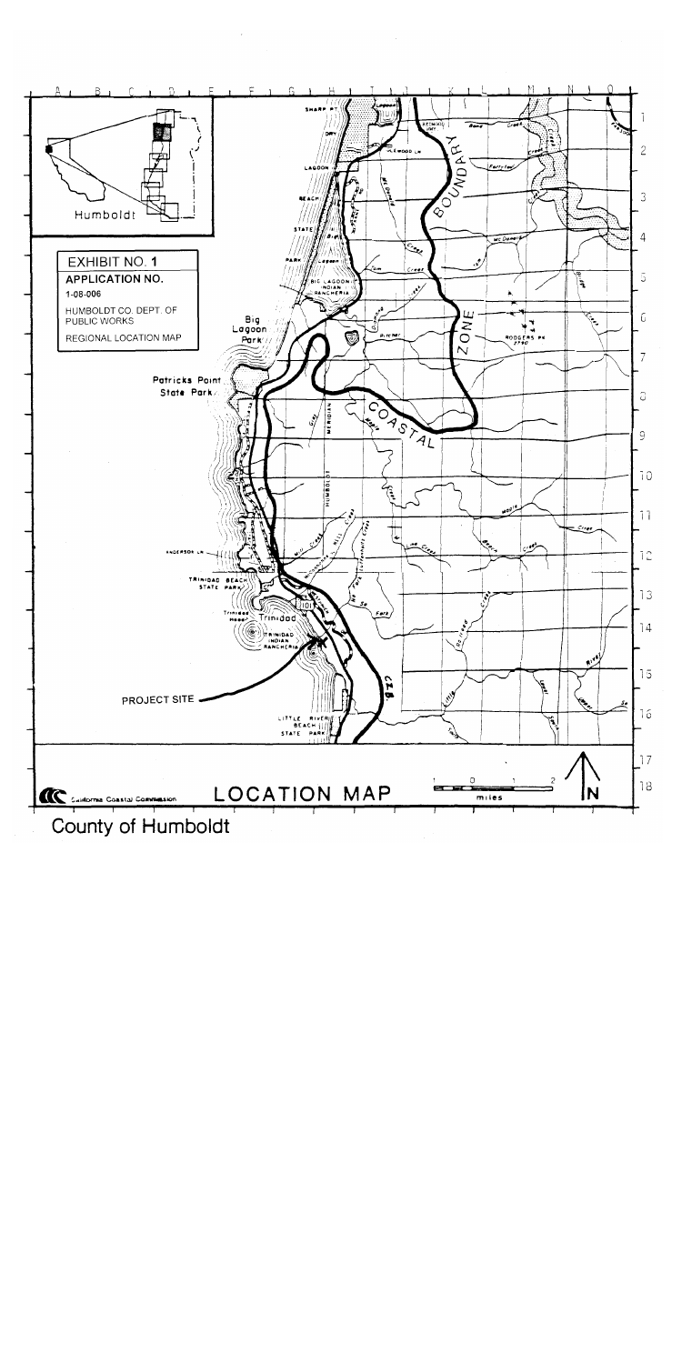**EXHIBIT NO. 1**

**APPLICATION NO.**

1-08-006

HUMBOLDT CO. DEPT. OF PUBLIC WORKS

REGIONAL LOCATION MAP

Humboldt

PROJECT SITE

**LOCATION MAP**

California Coastal Commission

County of Humboldt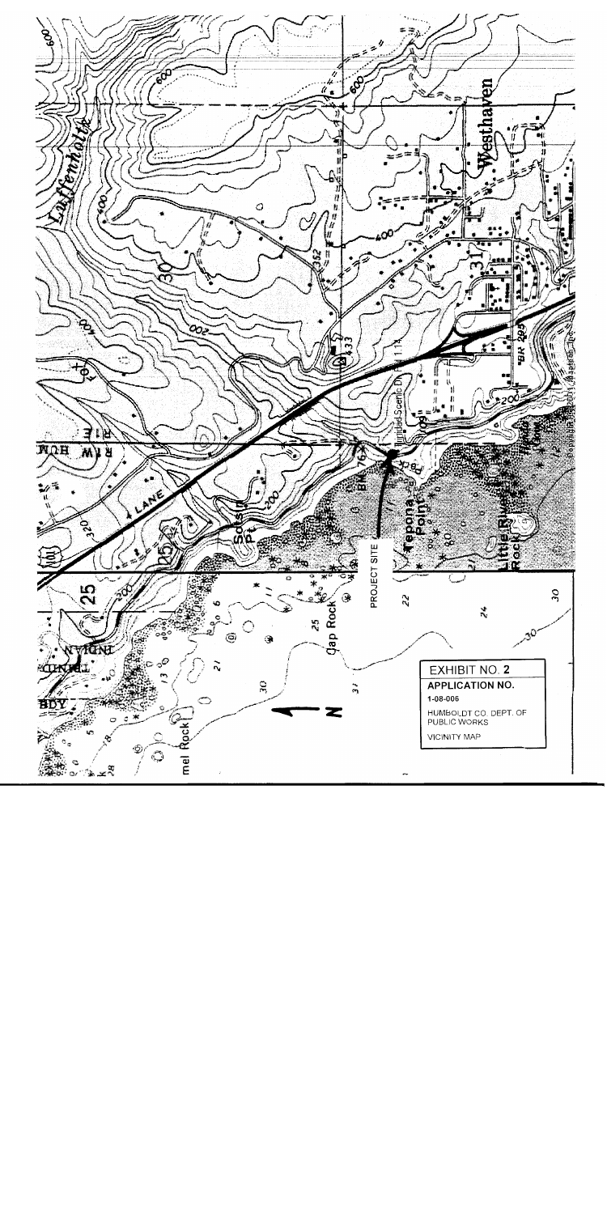EXHIBIT NO. 2

APPLICATION NO.

1-08-006

HUMBOLDT CO. DEPT. OF PUBLIC WORKS

VICINITY MAP

PROJECT SITE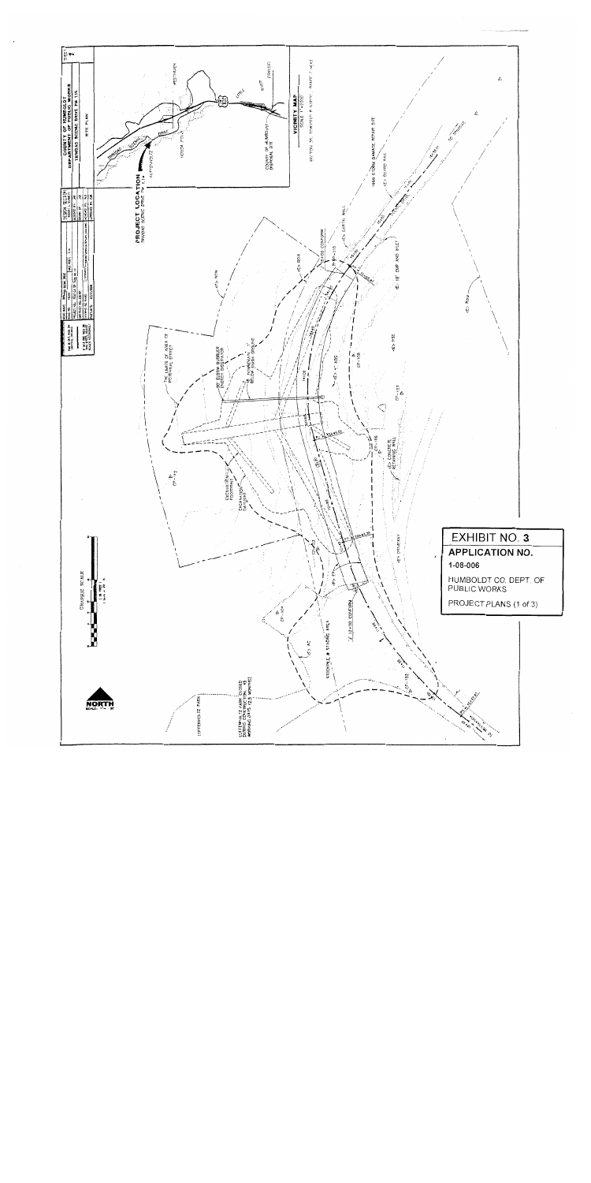**COUNTY OF HUMBOLDT**
**DEPARTMENT OF PUBLIC WORKS**

AVENUE SCENIC DRIVE PM 5.4

SITE PLAN

**VICINITY MAP**
SCALE 1"=2000'

**PROJECT LOCATION**
AVENUE SCENIC DRIVE P.M. 5.4

1998 STORM DAMAGE REPAIR SITE

COUNTY OF HUMBOLDT DISPOSAL SITE

NORTH

GRAPHIC SCALE

PEPPERWOOD PARK

PEPPERWOOD PARK CLOSED DURING CONSTRUCTION 45 WORKING DAYS (2.5 MONTHS)

STOCKPILE & STAGING AREA

EXCAVATION FOOTPRINT

EXCAVATION DAYLIGHT

THE LIMITS OF AREA OF POTENTIAL EFFECT

CONCRETE RETAINING WALL

# EXHIBIT NO. 3

## APPLICATION NO.

1-08-006

HUMBOLDT CO. DEPT. OF PUBLIC WORKS

PROJECT PLANS (1 of 3)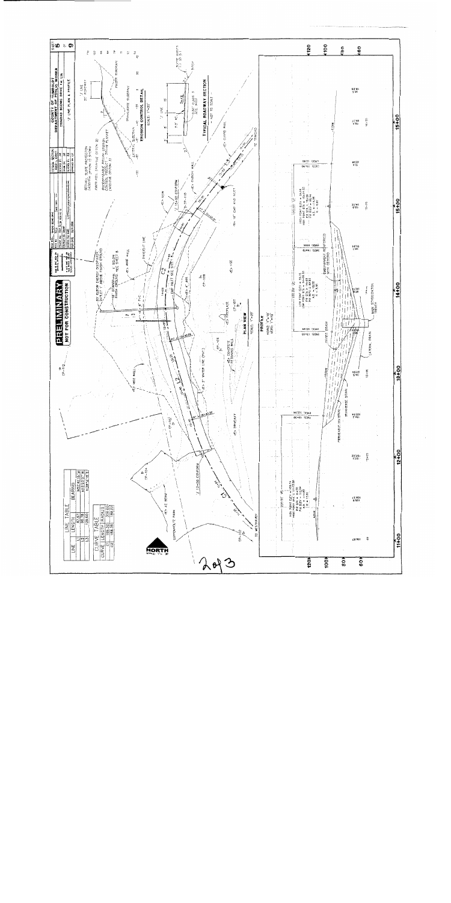**PRELIMINARY**
**NOT FOR CONSTRUCTION**

COUNTY OF HUMBOLDT
DEPARTMENT OF PUBLIC WORKS
TRINIDAD SCENIC DRIVE PM 1.14
"L" LINE PLAN & PROFILE

SHEET 5 OF 9

| LINE TABLE | | |
|---|---|---|
| LINE | LENGTH | BEARING |
| L1 | 82.07 | |
| L2 | 86.78 | |
| L3 | 129.60 | |

| CURVE TABLE | | |
|---|---|---|
| CURVE | LENGTH | RADIUS |
| C1 | | 200.00 |
| C2 | 168.56 | 180.00 |

PLAN VIEW
SCALE: 1"=10'

PROFILE
HORIZ: 1"=10'
VERT: 1"=10'

EROSION CONTROL DETAIL
SCALE: 1"=20'

TYPICAL ROADWAY SECTION
— NOT TO SCALE —

TO WESTHAVEN

TO TRINIDAD

NORTH

2 of 3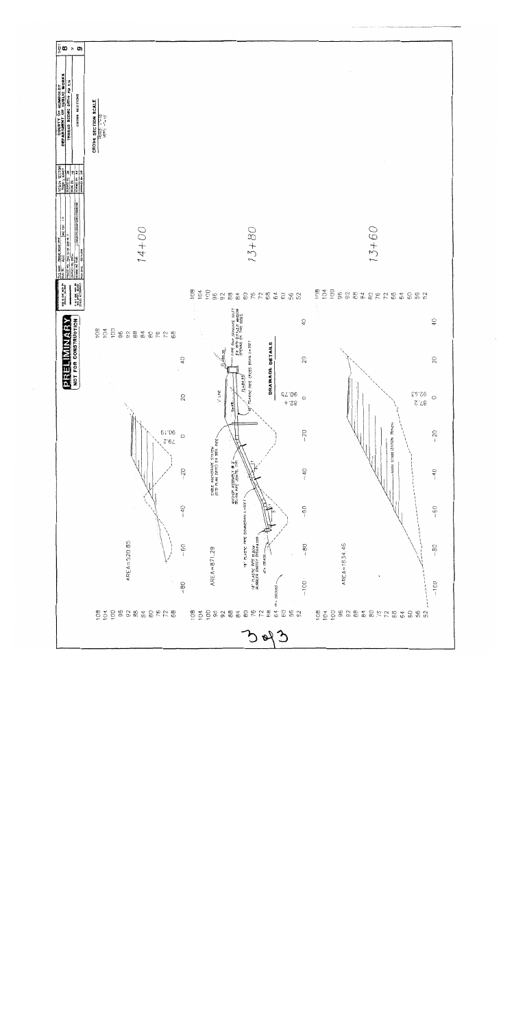# PRELIMINARY
**NOT FOR CONSTRUCTION**

COUNTY OF SONOMA
DEPARTMENT OF PUBLIC WORKS

TRINIDAD SCENIC DRIVE PM 1.14

CROSS SECTIONS

CROSS SECTION SCALE
HORZ. 1"=10'
VERT. 1"=10'

## 14+00

AREA=520.85

90.19
79.2

## 13+80

AREA=871.29

CURB AND DIKE SYSTEM
(STD PLAN D87C) & 36IN PIPE

ANCHOR ASSEMBLY @ 10'
BELOW PIPE (STD PLAN ...)

18" PLASTIC PIPE DOWNDRAIN (+SLOT)

18" PLASTIC PIPE ELBOW
RUBBER ENERGY DISSIPATOR

6% GRADE

EX. GROUND

V LINE

TYPE GNH DRAINAGE INLET
2X RSP WITH CRUSHED ROCK
OPENINGS ON TWO SIDES

18" PLASTIC PIPE CROSS DRAIN (+SLOT)

DRAINAGE DETAILS

90.73
82.4

## 13+60

AREA=1634.46

MAIN STABILIZATION TRENCH

90.73
82.4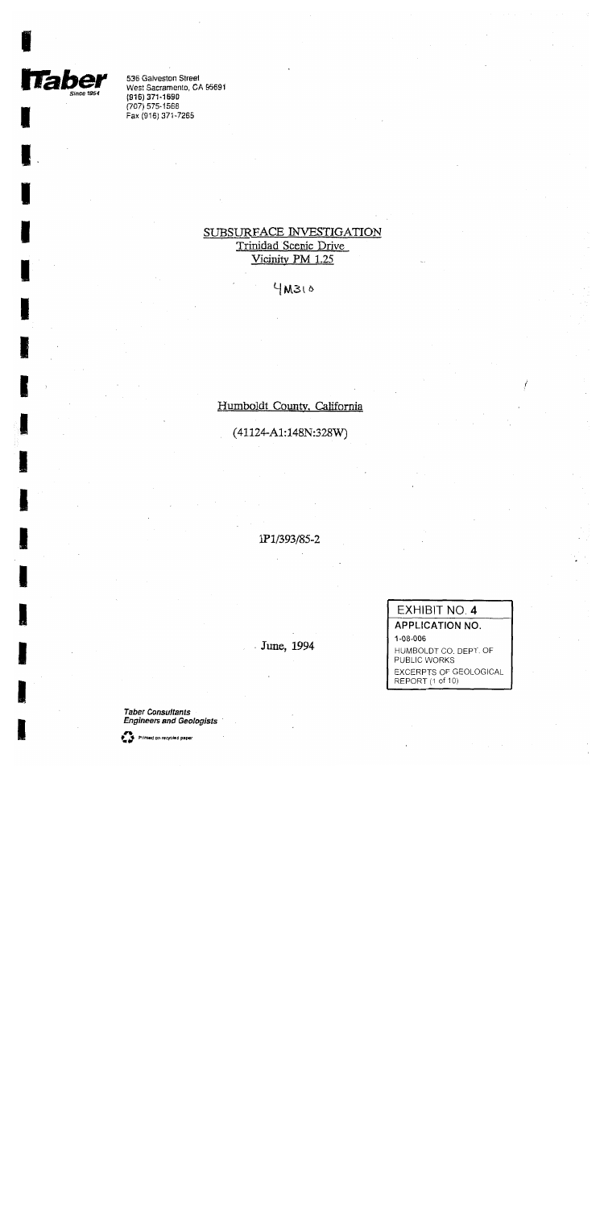**Taber**
Since 1954

536 Galveston Street
West Sacramento, CA 95691
(916) 371-1690
(707) 575-1568
Fax (916) 371-7265

# SUBSURFACE INVESTIGATION

Trinidad Scenic Drive
Vicinity PM 1.25

4M310

Humboldt County, California

(41124-A1:148N:328W)

1P1/393/85-2

June, 1994

**EXHIBIT NO. 4**

**APPLICATION NO.**
1-08-006
HUMBOLDT CO. DEPT. OF PUBLIC WORKS
EXCERPTS OF GEOLOGICAL REPORT (1 of 10)

*Taber Consultants*
*Engineers and Geologists*

Printed on recycled paper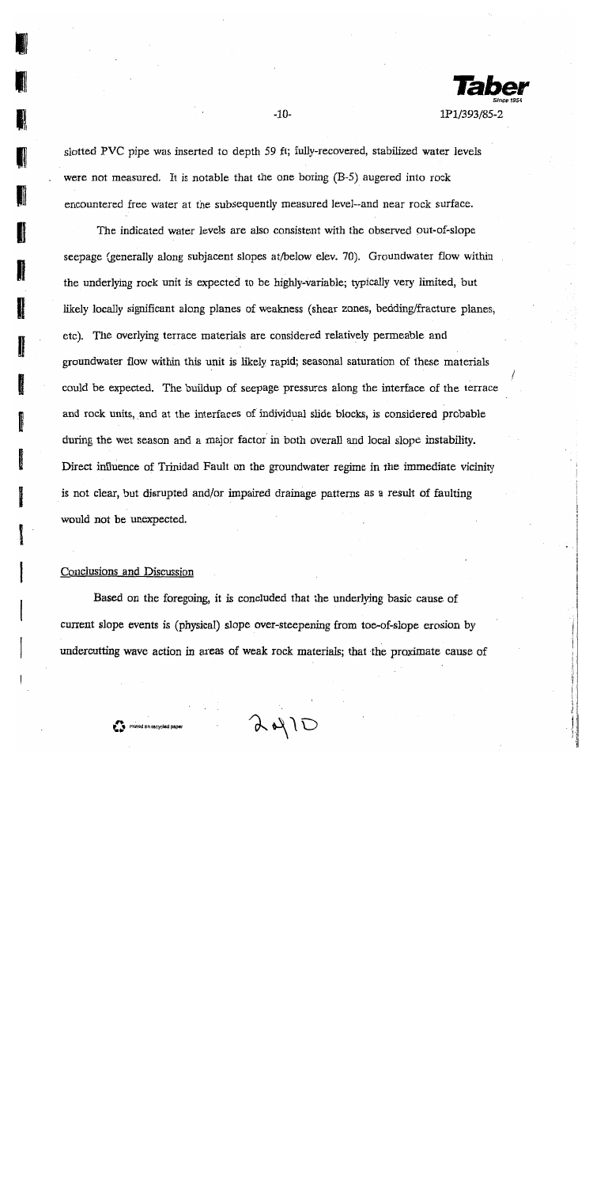slotted PVC pipe was inserted to depth 59 ft; fully-recovered, stabilized water levels were not measured. It is notable that the one boring (B-5) augered into rock encountered free water at the subsequently measured level--and near rock surface.

The indicated water levels are also consistent with the observed out-of-slope seepage (generally along subjacent slopes at/below elev. 70). Groundwater flow within the underlying rock unit is expected to be highly-variable; typically very limited, but likely locally significant along planes of weakness (shear zones, bedding/fracture planes, etc). The overlying terrace materials are considered relatively permeable and groundwater flow within this unit is likely rapid; seasonal saturation of these materials could be expected. The buildup of seepage pressures along the interface of the terrace and rock units, and at the interfaces of individual slide blocks, is considered probable during the wet season and a major factor in both overall and local slope instability. Direct influence of Trinidad Fault on the groundwater regime in the immediate vicinity is not clear, but disrupted and/or impaired drainage patterns as a result of faulting would not be unexpected.

## Conclusions and Discussion

Based on the foregoing, it is concluded that the underlying basic cause of current slope events is (physical) slope over-steepening from toe-of-slope erosion by undercutting wave action in areas of weak rock materials; that the proximate cause of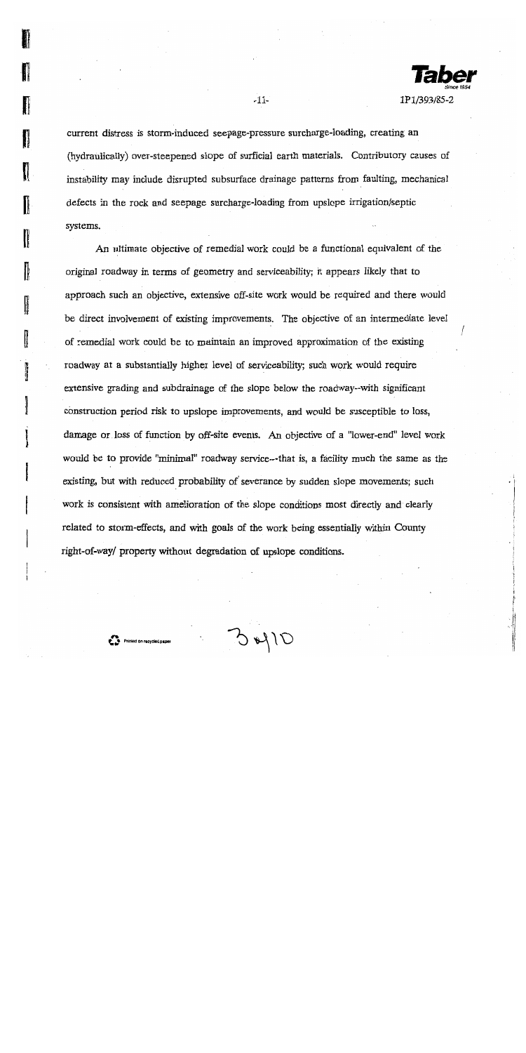current distress is storm-induced seepage-pressure surcharge-loading, creating an (hydraulically) over-steepened slope of surficial earth materials. Contributory causes of instability may include disrupted subsurface drainage patterns from faulting, mechanical defects in the rock and seepage surcharge-loading from upslope irrigation/septic systems.

An ultimate objective of remedial work could be a functional equivalent of the original roadway in terms of geometry and serviceability; it appears likely that to approach such an objective, extensive off-site work would be required and there would be direct involvement of existing improvements. The objective of an intermediate level of remedial work could be to maintain an improved approximation of the existing roadway at a substantially higher level of serviceability; such work would require extensive grading and subdrainage of the slope below the roadway--with significant construction period risk to upslope improvements, and would be susceptible to loss, damage or loss of function by off-site events. An objective of a "lower-end" level work would be to provide "minimal" roadway service---that is, a facility much the same as the existing, but with reduced probability of severance by sudden slope movements; such work is consistent with amelioration of the slope conditions most directly and clearly related to storm-effects, and with goals of the work being essentially within County right-of-way/ property without degradation of upslope conditions.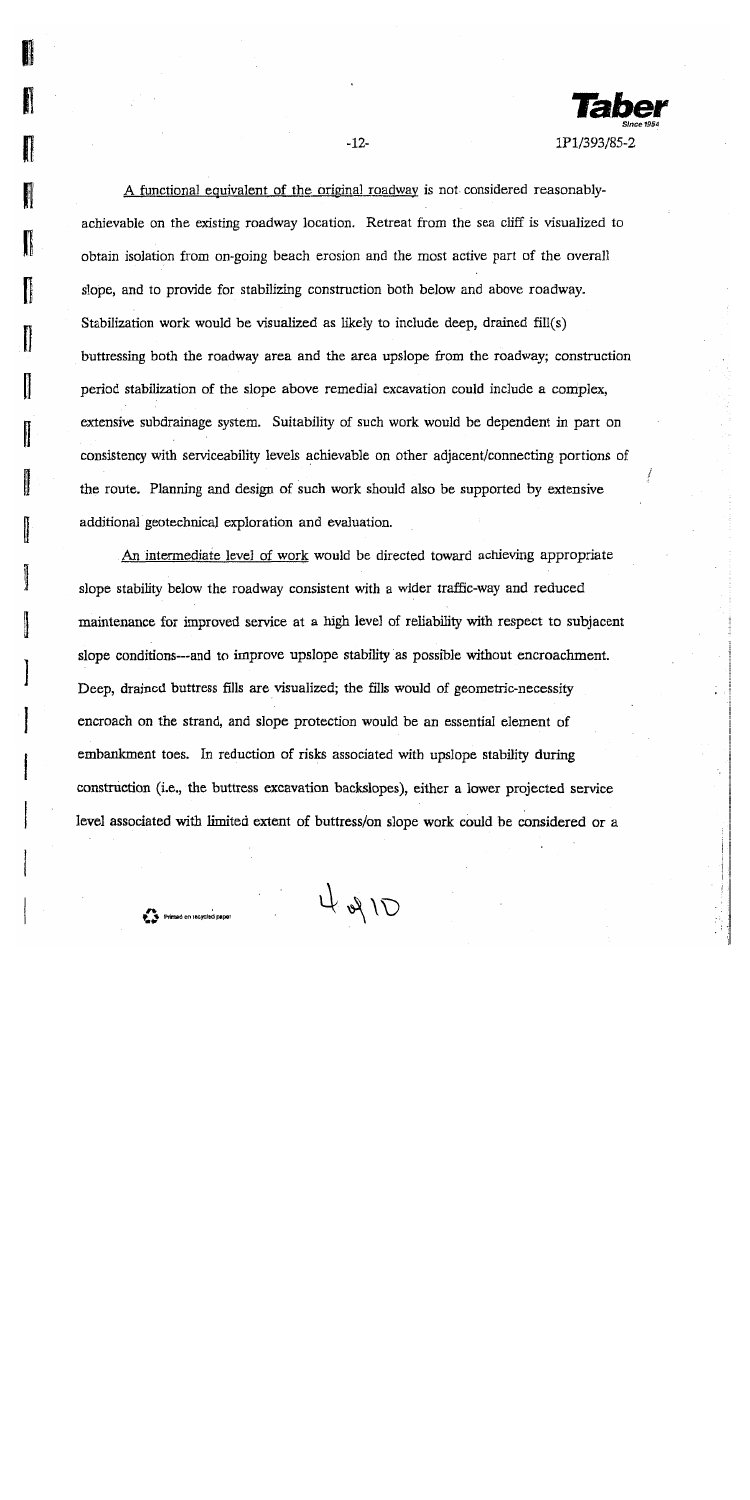A functional equivalent of the original roadway is not considered reasonably-achievable on the existing roadway location. Retreat from the sea cliff is visualized to obtain isolation from on-going beach erosion and the most active part of the overall slope, and to provide for stabilizing construction both below and above roadway. Stabilization work would be visualized as likely to include deep, drained fill(s) buttressing both the roadway area and the area upslope from the roadway; construction period stabilization of the slope above remedial excavation could include a complex, extensive subdrainage system. Suitability of such work would be dependent in part on consistency with serviceability levels achievable on other adjacent/connecting portions of the route. Planning and design of such work should also be supported by extensive additional geotechnical exploration and evaluation.

An intermediate level of work would be directed toward achieving appropriate slope stability below the roadway consistent with a wider traffic-way and reduced maintenance for improved service at a high level of reliability with respect to subjacent slope conditions---and to improve upslope stability as possible without encroachment. Deep, drained buttress fills are visualized; the fills would of geometric-necessity encroach on the strand, and slope protection would be an essential element of embankment toes. In reduction of risks associated with upslope stability during construction (i.e., the buttress excavation backslopes), either a lower projected service level associated with limited extent of buttress/on slope work could be considered or a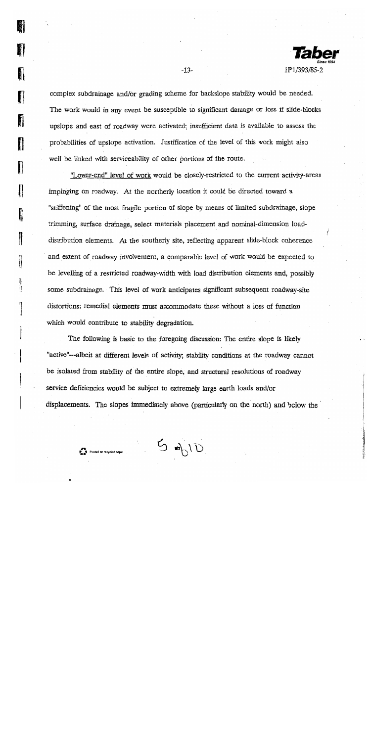complex subdrainage and/or grading scheme for backslope stability would be needed. The work would in any event be susceptible to significant damage or loss if slide-blocks upslope and east of roadway were activated; insufficient data is available to assess the probabilities of upslope activation. Justification of the level of this work might also well be linked with serviceability of other portions of the route.

"Lower-end" level of work would be closely-restricted to the current activity-areas impinging on roadway. At the northerly location it could be directed toward a "stiffening" of the most fragile portion of slope by means of limited subdrainage, slope trimming, surface drainage, select materials placement and nominal-dimension load-distribution elements. At the southerly site, reflecting apparent slide-block coherence and extent of roadway involvement, a comparable level of work would be expected to be levelling of a restricted roadway-width with load distribution elements and, possibly some subdrainage. This level of work anticipates significant subsequent roadway-site distortions; remedial elements must accommodate these without a loss of function which would contribute to stability degradation.

The following is basic to the foregoing discussion: The entire slope is likely "active"---albeit at different levels of activity; stability conditions at the roadway cannot be isolated from stability of the entire slope, and structural resolutions of roadway service deficiencies would be subject to extremely large earth loads and/or displacements. The slopes immediately above (particularly on the north) and below the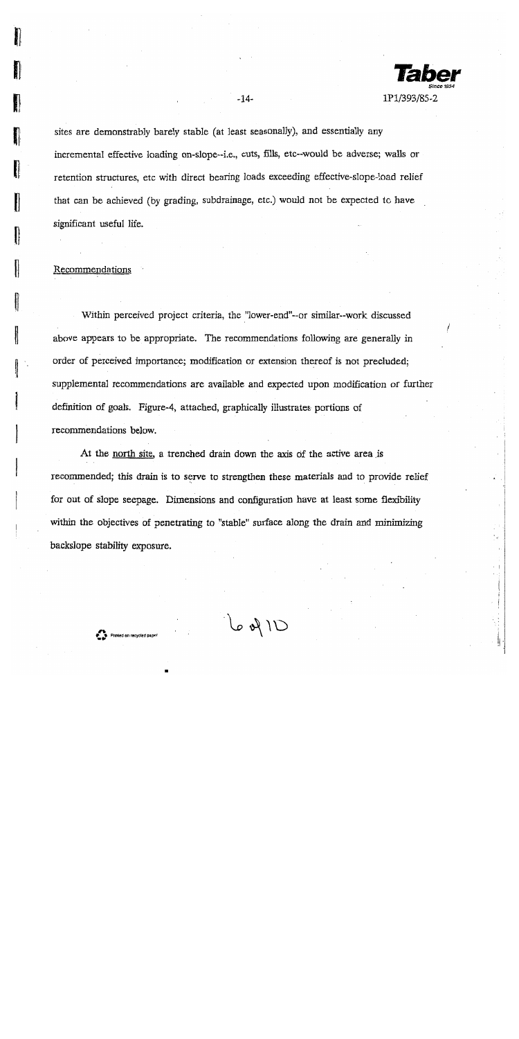sites are demonstrably barely stable (at least seasonally), and essentially any incremental effective loading on-slope--i.e., cuts, fills, etc--would be adverse; walls or retention structures, etc with direct bearing loads exceeding effective-slope-load relief that can be achieved (by grading, subdrainage, etc.) would not be expected to have significant useful life.

## Recommendations

Within perceived project criteria, the "lower-end"--or similar--work discussed above appears to be appropriate. The recommendations following are generally in order of perceived importance; modification or extension thereof is not precluded; supplemental recommendations are available and expected upon modification or further definition of goals. Figure-4, attached, graphically illustrates portions of recommendations below.

At the north site, a trenched drain down the axis of the active area is recommended; this drain is to serve to strengthen these materials and to provide relief for out of slope seepage. Dimensions and configuration have at least some flexibility within the objectives of penetrating to "stable" surface along the drain and minimizing backslope stability exposure.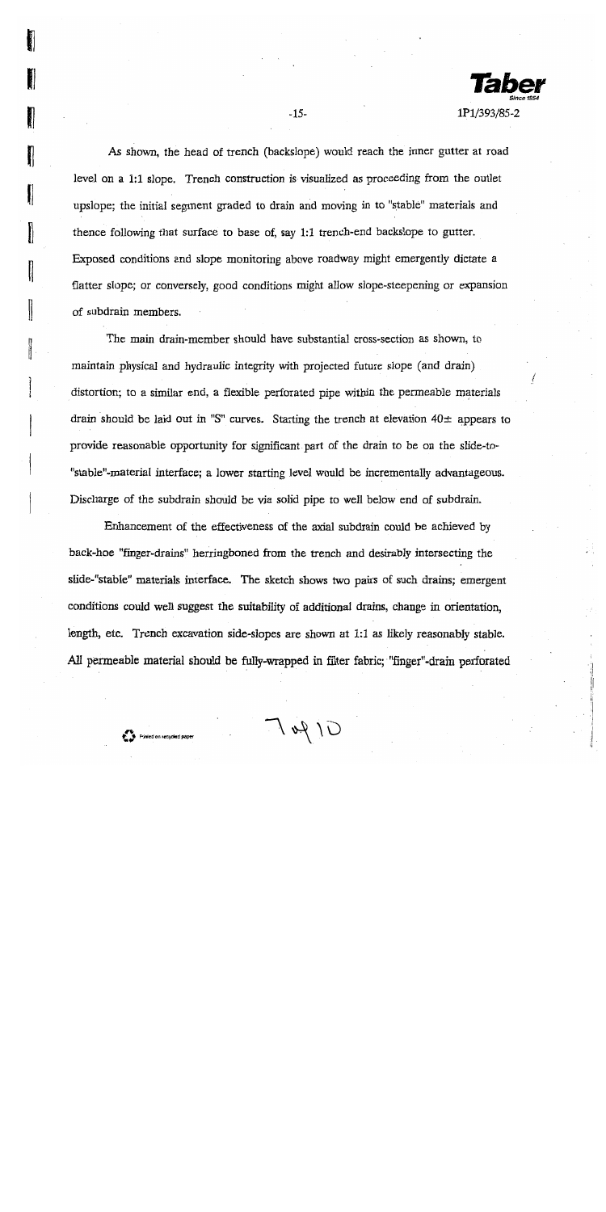As shown, the head of trench (backslope) would reach the inner gutter at road level on a 1:1 slope. Trench construction is visualized as proceeding from the outlet upslope; the initial segment graded to drain and moving in to "stable" materials and thence following that surface to base of, say 1:1 trench-end backslope to gutter. Exposed conditions and slope monitoring above roadway might emergently dictate a flatter slope; or conversely, good conditions might allow slope-steepening or expansion of subdrain members.

The main drain-member should have substantial cross-section as shown, to maintain physical and hydraulic integrity with projected future slope (and drain) distortion; to a similar end, a flexible perforated pipe within the permeable materials drain should be laid out in "S" curves. Starting the trench at elevation 40± appears to provide reasonable opportunity for significant part of the drain to be on the slide-to-"stable"-material interface; a lower starting level would be incrementally advantageous. Discharge of the subdrain should be via solid pipe to well below end of subdrain.

Enhancement of the effectiveness of the axial subdrain could be achieved by back-hoe "finger-drains" herringboned from the trench and desirably intersecting the slide-"stable" materials interface. The sketch shows two pairs of such drains; emergent conditions could well suggest the suitability of additional drains, change in orientation, length, etc. Trench excavation side-slopes are shown at 1:1 as likely reasonably stable. All permeable material should be fully-wrapped in filter fabric; "finger"-drain perforated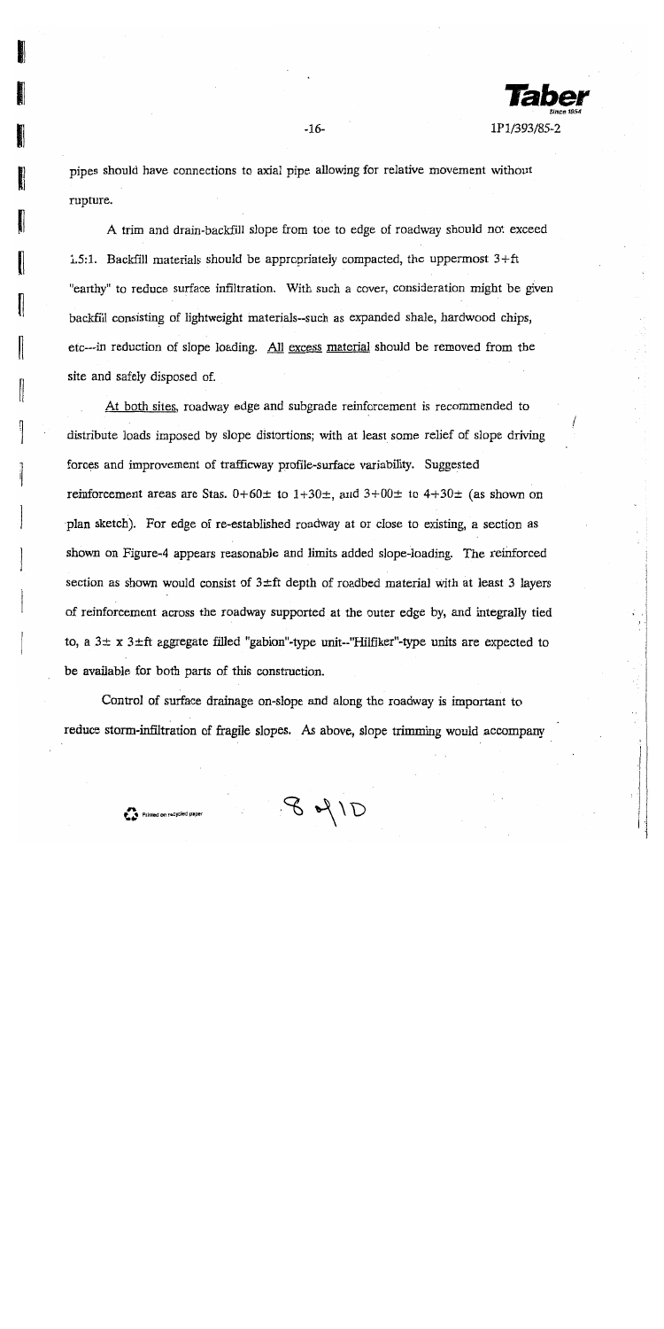pipes should have connections to axial pipe allowing for relative movement without rupture.

A trim and drain-backfill slope from toe to edge of roadway should not exceed 1.5:1. Backfill materials should be appropriately compacted, the uppermost 3+ft "earthy" to reduce surface infiltration. With such a cover, consideration might be given backfill consisting of lightweight materials--such as expanded shale, hardwood chips, etc---in reduction of slope loading. <u>All excess material</u> should be removed from the site and safely disposed of.

<u>At both sites</u>, roadway edge and subgrade reinforcement is recommended to distribute loads imposed by slope distortions; with at least some relief of slope driving forces and improvement of trafficway profile-surface variability. Suggested reinforcement areas are Stas. 0+60± to 1+30±, and 3+00± to 4+30± (as shown on plan sketch). For edge of re-established roadway at or close to existing, a section as shown on Figure-4 appears reasonable and limits added slope-loading. The reinforced section as shown would consist of 3±ft depth of roadbed material with at least 3 layers of reinforcement across the roadway supported at the outer edge by, and integrally tied to, a 3± x 3±ft aggregate filled "gabion"-type unit--"Hilfiker"-type units are expected to be available for both parts of this construction.

Control of surface drainage on-slope and along the roadway is important to reduce storm-infiltration of fragile slopes. As above, slope trimming would accompany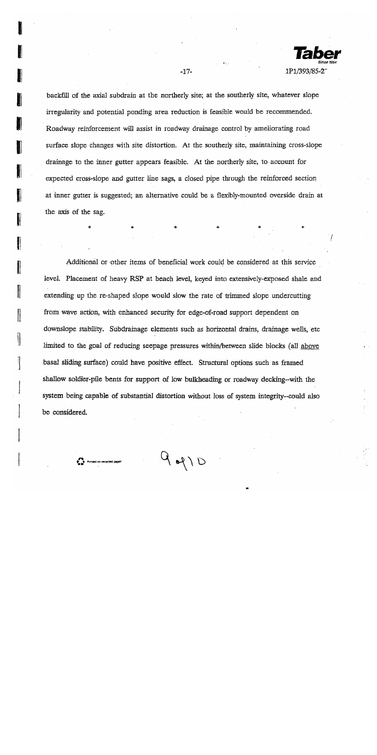backfill of the axial subdrain at the northerly site; at the southerly site, whatever slope irregularity and potential ponding area reduction is feasible would be recommended. Roadway reinforcement will assist in roadway drainage control by ameliorating road surface slope changes with site distortion. At the southerly site, maintaining cross-slope drainage to the inner gutter appears feasible. At the northerly site, to account for expected cross-slope and gutter line sags, a closed pipe through the reinforced section at inner gutter is suggested; an alternative could be a flexibly-mounted overside drain at the axis of the sag.

\*  \*  \*  \*  \*  \*

Additional or other items of beneficial work could be considered at this service level. Placement of heavy RSP at beach level, keyed into extensively-exposed shale and extending up the re-shaped slope would slow the rate of trimmed slope undercutting from wave action, with enhanced security for edge-of-road support dependent on downslope stability. Subdrainage elements such as horizontal drains, drainage wells, etc limited to the goal of reducing seepage pressures within/between slide blocks (all <u>above</u> basal sliding surface) could have positive effect. Structural options such as framed shallow soldier-pile bents for support of low bulkheading or roadway decking--with the system being capable of substantial distortion without loss of system integrity--could also be considered.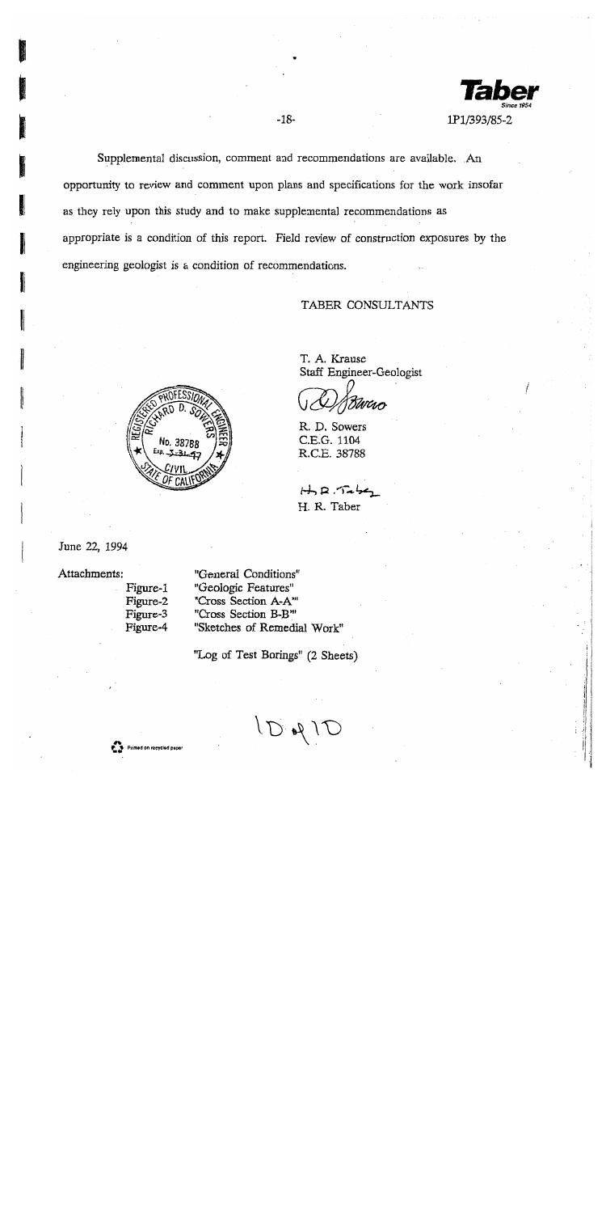Supplemental discussion, comment and recommendations are available. An opportunity to review and comment upon plans and specifications for the work insofar as they rely upon this study and to make supplemental recommendations as appropriate is a condition of this report. Field review of construction exposures by the engineering geologist is a condition of recommendations.

TABER CONSULTANTS

T. A. Krause
Staff Engineer-Geologist

R. D. Sowers
C.E.G. 1104
R.C.E. 38788

H. R. Taber

REGISTERED PROFESSIONAL ENGINEER
RICHARD D. SOWERS
No. 38788
Exp. 3-31-97
CIVIL
STATE OF CALIFORNIA

June 22, 1994

Attachments:

| | |
|---|---|
| | "General Conditions" |
| Figure-1 | "Geologic Features" |
| Figure-2 | "Cross Section A-A'" |
| Figure-3 | "Cross Section B-B'" |
| Figure-4 | "Sketches of Remedial Work" |
| | "Log of Test Borings" (2 Sheets) |

Printed on recycled paper